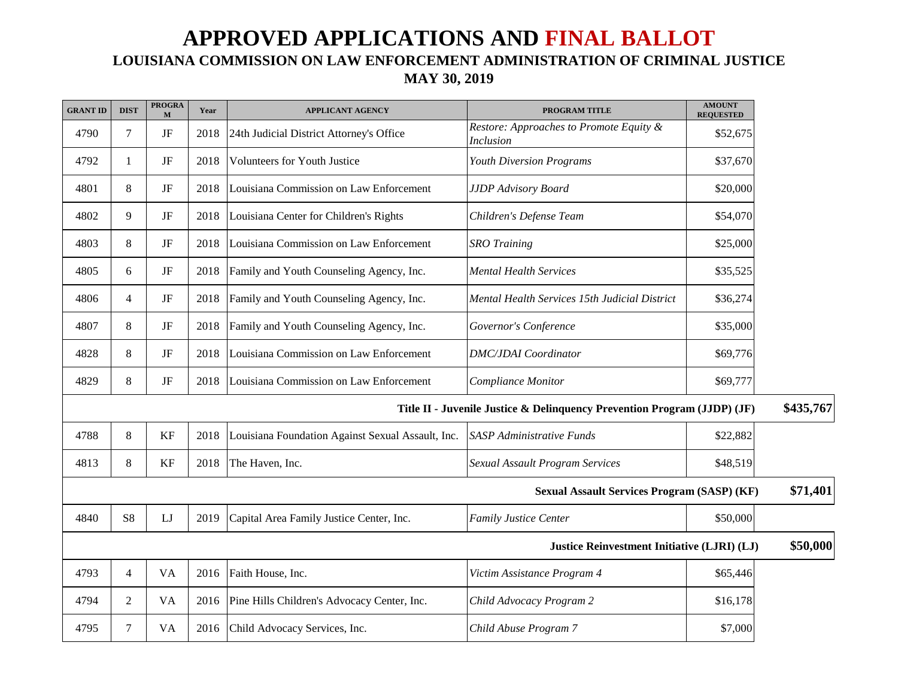# APPROVED APPLICATIONS AND FINAL BALLOT

## LOUISIANA COMMISSION ON LAW ENFORCEMENT ADMINISTRATION OF CRIMINAL JUSTICE

## MAY 30, 2019

| GRANT ID | DIST | PROGRAM | Year | APPLICANT AGENCY | PROGRAM TITLE | AMOUNT REQUESTED | |
|---|---|---|---|---|---|---|---|
| 4790 | 7 | JF | 2018 | 24th Judicial District Attorney's Office | *Restore: Approaches to Promote Equity & Inclusion* | $52,675 | |
| 4792 | 1 | JF | 2018 | Volunteers for Youth Justice | *Youth Diversion Programs* | $37,670 | |
| 4801 | 8 | JF | 2018 | Louisiana Commission on Law Enforcement | *JJDP Advisory Board* | $20,000 | |
| 4802 | 9 | JF | 2018 | Louisiana Center for Children's Rights | *Children's Defense Team* | $54,070 | |
| 4803 | 8 | JF | 2018 | Louisiana Commission on Law Enforcement | *SRO Training* | $25,000 | |
| 4805 | 6 | JF | 2018 | Family and Youth Counseling Agency, Inc. | *Mental Health Services* | $35,525 | |
| 4806 | 4 | JF | 2018 | Family and Youth Counseling Agency, Inc. | *Mental Health Services 15th Judicial District* | $36,274 | |
| 4807 | 8 | JF | 2018 | Family and Youth Counseling Agency, Inc. | *Governor's Conference* | $35,000 | |
| 4828 | 8 | JF | 2018 | Louisiana Commission on Law Enforcement | *DMC/JDAI Coordinator* | $69,776 | |
| 4829 | 8 | JF | 2018 | Louisiana Commission on Law Enforcement | *Compliance Monitor* | $69,777 | |
| | | | | | **Title II - Juvenile Justice & Delinquency Prevention Program (JJDP) (JF)** | | **$435,767** |
| 4788 | 8 | KF | 2018 | Louisiana Foundation Against Sexual Assault, Inc. | *SASP Administrative Funds* | $22,882 | |
| 4813 | 8 | KF | 2018 | The Haven, Inc. | *Sexual Assault Program Services* | $48,519 | |
| | | | | | **Sexual Assault Services Program (SASP) (KF)** | | **$71,401** |
| 4840 | S8 | LJ | 2019 | Capital Area Family Justice Center, Inc. | *Family Justice Center* | $50,000 | |
| | | | | | **Justice Reinvestment Initiative (LJRI) (LJ)** | | **$50,000** |
| 4793 | 4 | VA | 2016 | Faith House, Inc. | *Victim Assistance Program 4* | $65,446 | |
| 4794 | 2 | VA | 2016 | Pine Hills Children's Advocacy Center, Inc. | *Child Advocacy Program 2* | $16,178 | |
| 4795 | 7 | VA | 2016 | Child Advocacy Services, Inc. | *Child Abuse Program 7* | $7,000 | |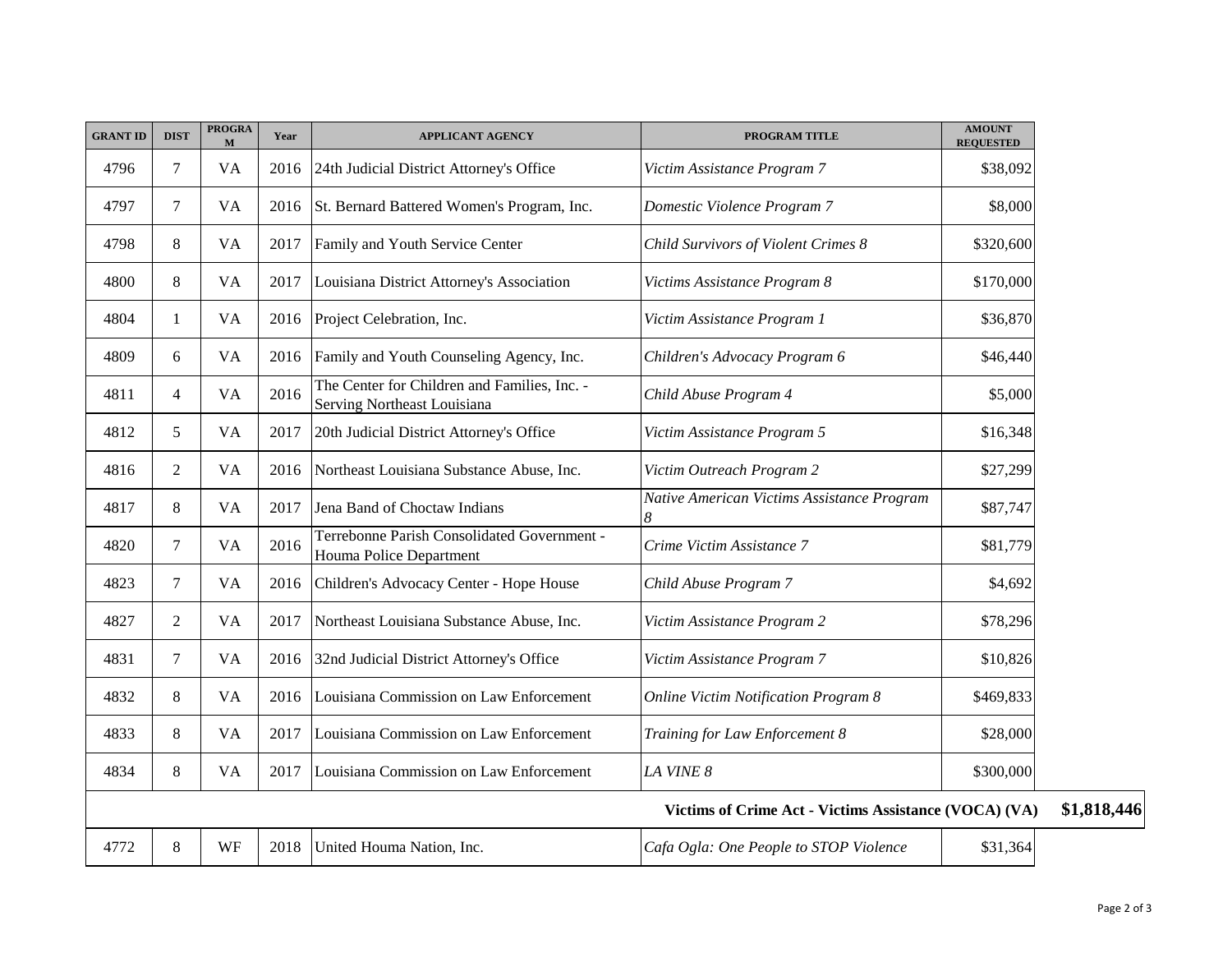| GRANT ID | DIST | PROGRAM | Year | APPLICANT AGENCY | PROGRAM TITLE | AMOUNT REQUESTED | |
|---|---|---|---|---|---|---|---|
| 4796 | 7 | VA | 2016 | 24th Judicial District Attorney's Office | *Victim Assistance Program 7* | $38,092 | |
| 4797 | 7 | VA | 2016 | St. Bernard Battered Women's Program, Inc. | *Domestic Violence Program 7* | $8,000 | |
| 4798 | 8 | VA | 2017 | Family and Youth Service Center | *Child Survivors of Violent Crimes 8* | $320,600 | |
| 4800 | 8 | VA | 2017 | Louisiana District Attorney's Association | *Victims Assistance Program 8* | $170,000 | |
| 4804 | 1 | VA | 2016 | Project Celebration, Inc. | *Victim Assistance Program 1* | $36,870 | |
| 4809 | 6 | VA | 2016 | Family and Youth Counseling Agency, Inc. | *Children's Advocacy Program 6* | $46,440 | |
| 4811 | 4 | VA | 2016 | The Center for Children and Families, Inc. - Serving Northeast Louisiana | *Child Abuse Program 4* | $5,000 | |
| 4812 | 5 | VA | 2017 | 20th Judicial District Attorney's Office | *Victim Assistance Program 5* | $16,348 | |
| 4816 | 2 | VA | 2016 | Northeast Louisiana Substance Abuse, Inc. | *Victim Outreach Program 2* | $27,299 | |
| 4817 | 8 | VA | 2017 | Jena Band of Choctaw Indians | *Native American Victims Assistance Program 8* | $87,747 | |
| 4820 | 7 | VA | 2016 | Terrebonne Parish Consolidated Government - Houma Police Department | *Crime Victim Assistance 7* | $81,779 | |
| 4823 | 7 | VA | 2016 | Children's Advocacy Center - Hope House | *Child Abuse Program 7* | $4,692 | |
| 4827 | 2 | VA | 2017 | Northeast Louisiana Substance Abuse, Inc. | *Victim Assistance Program 2* | $78,296 | |
| 4831 | 7 | VA | 2016 | 32nd Judicial District Attorney's Office | *Victim Assistance Program 7* | $10,826 | |
| 4832 | 8 | VA | 2016 | Louisiana Commission on Law Enforcement | *Online Victim Notification Program 8* | $469,833 | |
| 4833 | 8 | VA | 2017 | Louisiana Commission on Law Enforcement | *Training for Law Enforcement 8* | $28,000 | |
| 4834 | 8 | VA | 2017 | Louisiana Commission on Law Enforcement | *LA VINE 8* | $300,000 | |
| | | | | | **Victims of Crime Act - Victims Assistance (VOCA) (VA)** | | **$1,818,446** |
| 4772 | 8 | WF | 2018 | United Houma Nation, Inc. | *Cafa Ogla: One People to STOP Violence* | $31,364 | |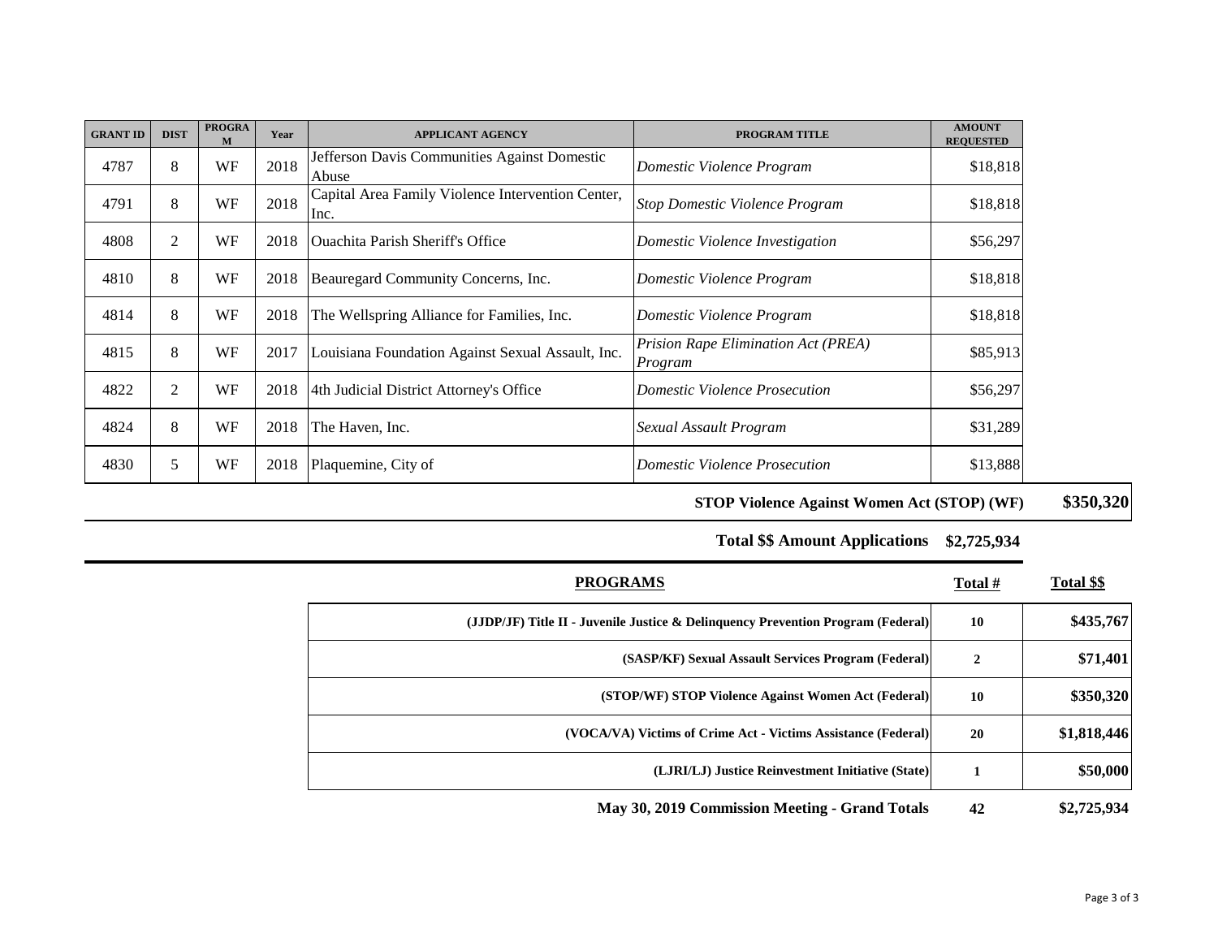| GRANT ID | DIST | PROGRAM | Year | APPLICANT AGENCY | PROGRAM TITLE | AMOUNT REQUESTED |
|---|---|---|---|---|---|---|
| 4787 | 8 | WF | 2018 | Jefferson Davis Communities Against Domestic Abuse | *Domestic Violence Program* | $18,818 |
| 4791 | 8 | WF | 2018 | Capital Area Family Violence Intervention Center, Inc. | *Stop Domestic Violence Program* | $18,818 |
| 4808 | 2 | WF | 2018 | Ouachita Parish Sheriff's Office | *Domestic Violence Investigation* | $56,297 |
| 4810 | 8 | WF | 2018 | Beauregard Community Concerns, Inc. | *Domestic Violence Program* | $18,818 |
| 4814 | 8 | WF | 2018 | The Wellspring Alliance for Families, Inc. | *Domestic Violence Program* | $18,818 |
| 4815 | 8 | WF | 2017 | Louisiana Foundation Against Sexual Assault, Inc. | *Prision Rape Elimination Act (PREA) Program* | $85,913 |
| 4822 | 2 | WF | 2018 | 4th Judicial District Attorney's Office | *Domestic Violence Prosecution* | $56,297 |
| 4824 | 8 | WF | 2018 | The Haven, Inc. | *Sexual Assault Program* | $31,289 |
| 4830 | 5 | WF | 2018 | Plaquemine, City of | *Domestic Violence Prosecution* | $13,888 |

**STOP Violence Against Women Act (STOP) (WF)** **$350,320**

**Total $$ Amount Applications** **$2,725,934**

| PROGRAMS | Total # | Total $$ |
|---|---|---|
| (JJDP/JF) Title II - Juvenile Justice & Delinquency Prevention Program (Federal) | 10 | $435,767 |
| (SASP/KF) Sexual Assault Services Program (Federal) | 2 | $71,401 |
| (STOP/WF) STOP Violence Against Women Act (Federal) | 10 | $350,320 |
| (VOCA/VA) Victims of Crime Act - Victims Assistance (Federal) | 20 | $1,818,446 |
| (LJRI/LJ) Justice Reinvestment Initiative (State) | 1 | $50,000 |
| **May 30, 2019 Commission Meeting - Grand Totals** | **42** | **$2,725,934** |